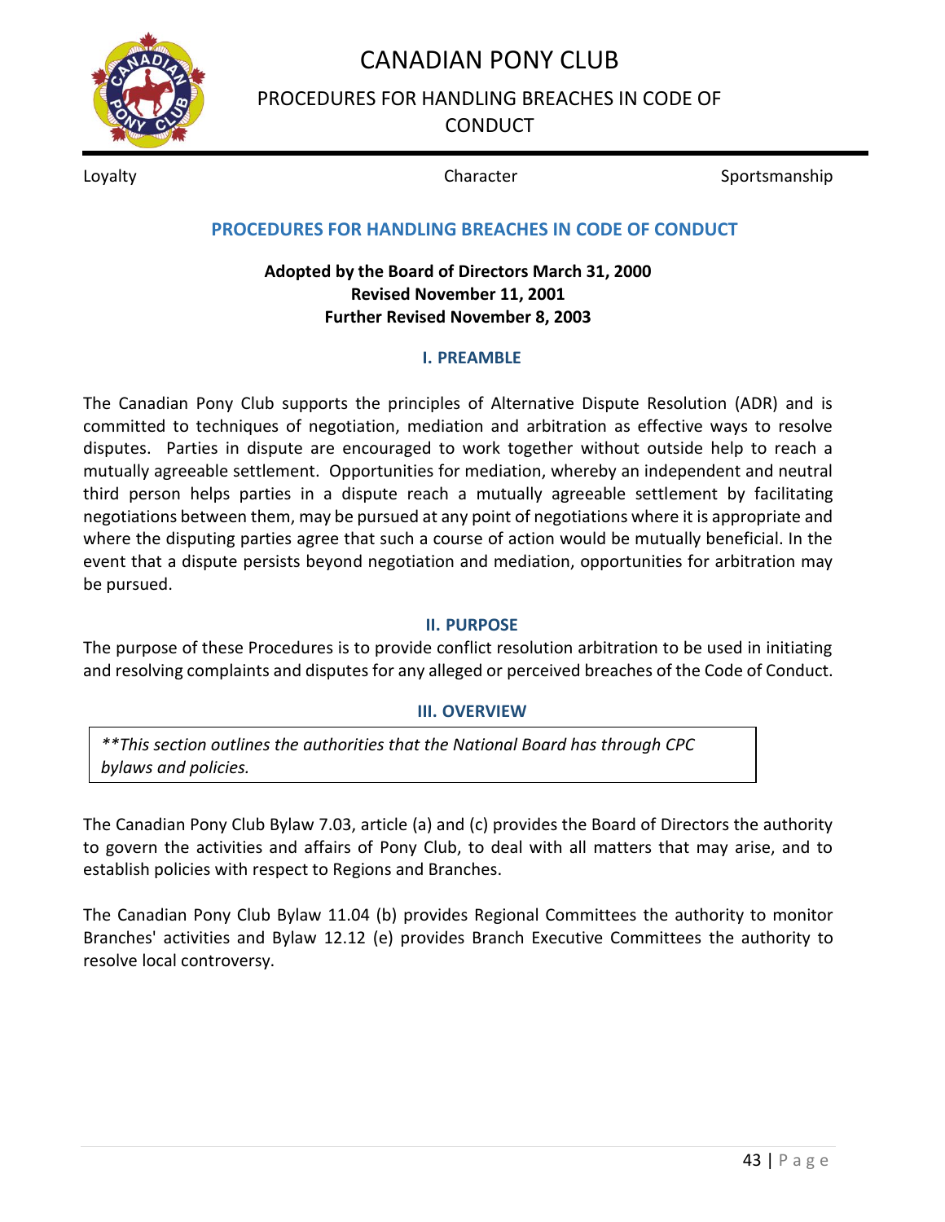// CANADIAN PONY CLUB

PROCEDURES FOR HANDLING BREACHES IN CODE OF CONDUCT

Loyalty Character Sportsmanship

## PROCEDURES FOR HANDLING BREACHES IN CODE OF CONDUCT

**Adopted by the Board of Directors March 31, 2000**
**Revised November 11, 2001**
**Further Revised November 8, 2003**

### I. PREAMBLE

The Canadian Pony Club supports the principles of Alternative Dispute Resolution (ADR) and is committed to techniques of negotiation, mediation and arbitration as effective ways to resolve disputes. Parties in dispute are encouraged to work together without outside help to reach a mutually agreeable settlement. Opportunities for mediation, whereby an independent and neutral third person helps parties in a dispute reach a mutually agreeable settlement by facilitating negotiations between them, may be pursued at any point of negotiations where it is appropriate and where the disputing parties agree that such a course of action would be mutually beneficial. In the event that a dispute persists beyond negotiation and mediation, opportunities for arbitration may be pursued.

### II. PURPOSE

The purpose of these Procedures is to provide conflict resolution arbitration to be used in initiating and resolving complaints and disputes for any alleged or perceived breaches of the Code of Conduct.

### III. OVERVIEW

*\*\*This section outlines the authorities that the National Board has through CPC bylaws and policies.*

The Canadian Pony Club Bylaw 7.03, article (a) and (c) provides the Board of Directors the authority to govern the activities and affairs of Pony Club, to deal with all matters that may arise, and to establish policies with respect to Regions and Branches.

The Canadian Pony Club Bylaw 11.04 (b) provides Regional Committees the authority to monitor Branches' activities and Bylaw 12.12 (e) provides Branch Executive Committees the authority to resolve local controversy.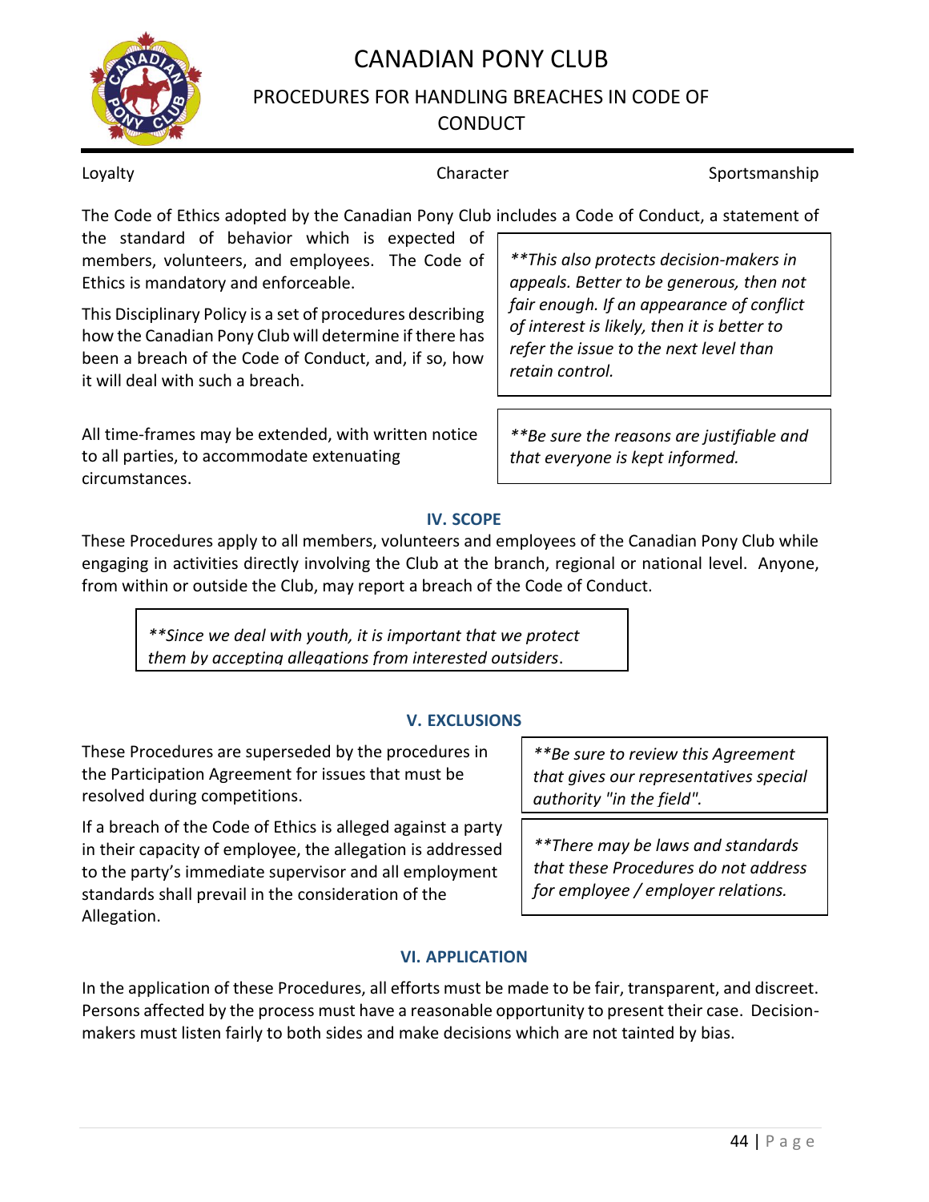# CANADIAN PONY CLUB

## PROCEDURES FOR HANDLING BREACHES IN CODE OF CONDUCT

Loyalty | Character | Sportsmanship

The Code of Ethics adopted by the Canadian Pony Club includes a Code of Conduct, a statement of the standard of behavior which is expected of members, volunteers, and employees. The Code of Ethics is mandatory and enforceable.

This Disciplinary Policy is a set of procedures describing how the Canadian Pony Club will determine if there has been a breach of the Code of Conduct, and, if so, how it will deal with such a breach.

> *\*\*This also protects decision-makers in appeals. Better to be generous, then not fair enough. If an appearance of conflict of interest is likely, then it is better to refer the issue to the next level than retain control.*

All time-frames may be extended, with written notice to all parties, to accommodate extenuating circumstances.

> *\*\*Be sure the reasons are justifiable and that everyone is kept informed.*

### IV. SCOPE

These Procedures apply to all members, volunteers and employees of the Canadian Pony Club while engaging in activities directly involving the Club at the branch, regional or national level. Anyone, from within or outside the Club, may report a breach of the Code of Conduct.

> *\*\*Since we deal with youth, it is important that we protect them by accepting allegations from interested outsiders.*

### V. EXCLUSIONS

These Procedures are superseded by the procedures in the Participation Agreement for issues that must be resolved during competitions.

> *\*\*Be sure to review this Agreement that gives our representatives special authority "in the field".*

If a breach of the Code of Ethics is alleged against a party in their capacity of employee, the allegation is addressed to the party's immediate supervisor and all employment standards shall prevail in the consideration of the Allegation.

> *\*\*There may be laws and standards that these Procedures do not address for employee / employer relations.*

### VI. APPLICATION

In the application of these Procedures, all efforts must be made to be fair, transparent, and discreet. Persons affected by the process must have a reasonable opportunity to present their case. Decision-makers must listen fairly to both sides and make decisions which are not tainted by bias.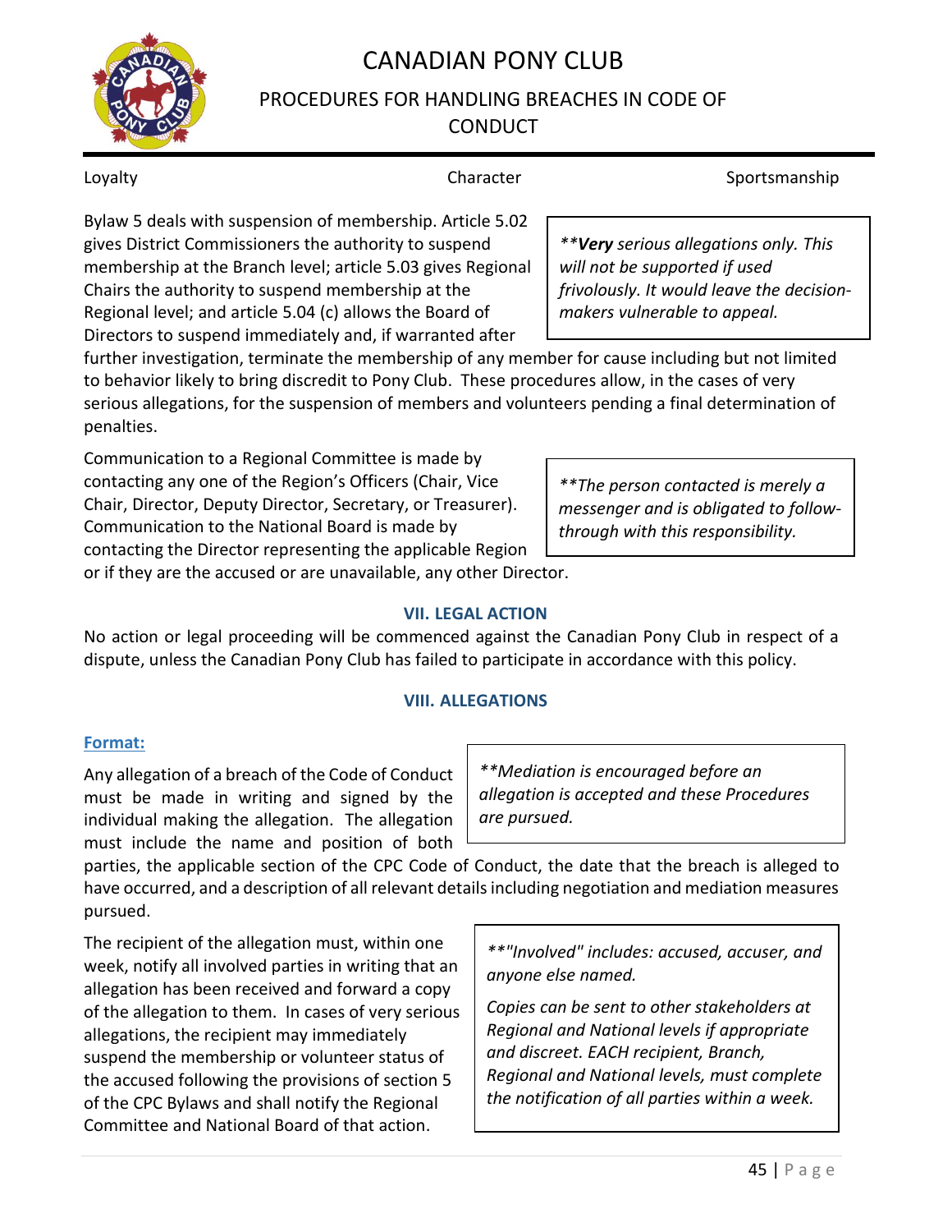Loyalty Character Sportsmanship

Bylaw 5 deals with suspension of membership. Article 5.02 gives District Commissioners the authority to suspend membership at the Branch level; article 5.03 gives Regional Chairs the authority to suspend membership at the Regional level; and article 5.04 (c) allows the Board of Directors to suspend immediately and, if warranted after further investigation, terminate the membership of any member for cause including but not limited to behavior likely to bring discredit to Pony Club. These procedures allow, in the cases of very serious allegations, for the suspension of members and volunteers pending a final determination of penalties.

> *\*\****Very*** *serious allegations only. This will not be supported if used frivolously. It would leave the decision-makers vulnerable to appeal.*

Communication to a Regional Committee is made by contacting any one of the Region's Officers (Chair, Vice Chair, Director, Deputy Director, Secretary, or Treasurer). Communication to the National Board is made by contacting the Director representing the applicable Region or if they are the accused or are unavailable, any other Director.

> *\*\*The person contacted is merely a messenger and is obligated to follow-through with this responsibility.*

## VII. LEGAL ACTION

No action or legal proceeding will be commenced against the Canadian Pony Club in respect of a dispute, unless the Canadian Pony Club has failed to participate in accordance with this policy.

## VIII. ALLEGATIONS

### Format:

Any allegation of a breach of the Code of Conduct must be made in writing and signed by the individual making the allegation. The allegation must include the name and position of both parties, the applicable section of the CPC Code of Conduct, the date that the breach is alleged to have occurred, and a description of all relevant details including negotiation and mediation measures pursued.

> *\*\*Mediation is encouraged before an allegation is accepted and these Procedures are pursued.*

The recipient of the allegation must, within one week, notify all involved parties in writing that an allegation has been received and forward a copy of the allegation to them. In cases of very serious allegations, the recipient may immediately suspend the membership or volunteer status of the accused following the provisions of section 5 of the CPC Bylaws and shall notify the Regional Committee and National Board of that action.

> *\*\*"Involved" includes: accused, accuser, and anyone else named.*
>
> *Copies can be sent to other stakeholders at Regional and National levels if appropriate and discreet. EACH recipient, Branch, Regional and National levels, must complete the notification of all parties within a week.*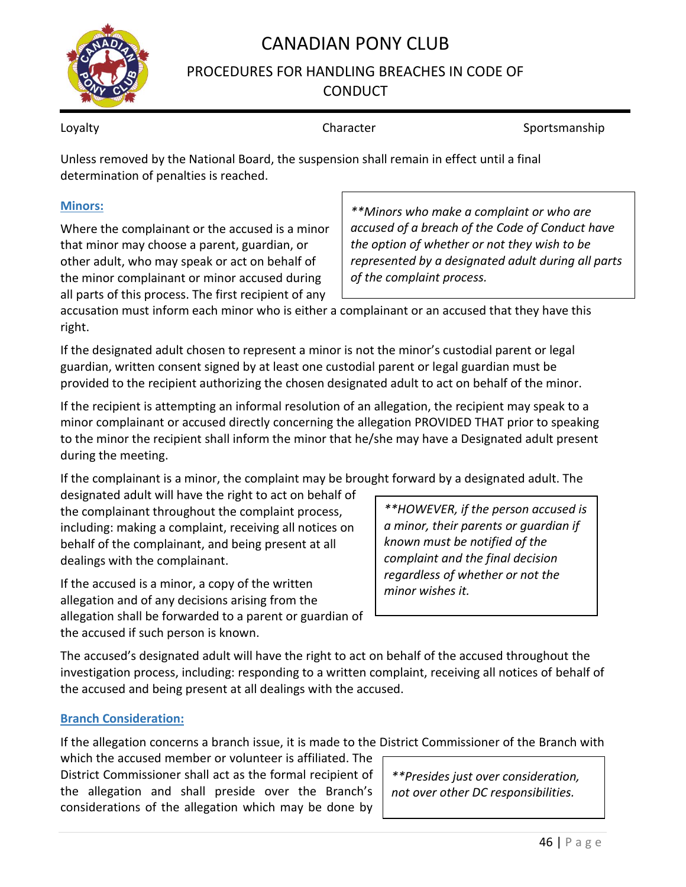Unless removed by the National Board, the suspension shall remain in effect until a final determination of penalties is reached.

### Minors:

> **Minors who make a complaint or who are accused of a breach of the Code of Conduct have the option of whether or not they wish to be represented by a designated adult during all parts of the complaint process.*

Where the complainant or the accused is a minor that minor may choose a parent, guardian, or other adult, who may speak or act on behalf of the minor complainant or minor accused during all parts of this process. The first recipient of any accusation must inform each minor who is either a complainant or an accused that they have this right.

If the designated adult chosen to represent a minor is not the minor's custodial parent or legal guardian, written consent signed by at least one custodial parent or legal guardian must be provided to the recipient authorizing the chosen designated adult to act on behalf of the minor.

If the recipient is attempting an informal resolution of an allegation, the recipient may speak to a minor complainant or accused directly concerning the allegation PROVIDED THAT prior to speaking to the minor the recipient shall inform the minor that he/she may have a Designated adult present during the meeting.

If the complainant is a minor, the complaint may be brought forward by a designated adult. The designated adult will have the right to act on behalf of the complainant throughout the complaint process, including: making a complaint, receiving all notices on behalf of the complainant, and being present at all dealings with the complainant.

> **HOWEVER, if the person accused is a minor, their parents or guardian if known must be notified of the complaint and the final decision regardless of whether or not the minor wishes it.*

If the accused is a minor, a copy of the written allegation and of any decisions arising from the allegation shall be forwarded to a parent or guardian of the accused if such person is known.

The accused's designated adult will have the right to act on behalf of the accused throughout the investigation process, including: responding to a written complaint, receiving all notices of behalf of the accused and being present at all dealings with the accused.

### Branch Consideration:

> **Presides just over consideration, not over other DC responsibilities.*

If the allegation concerns a branch issue, it is made to the District Commissioner of the Branch with which the accused member or volunteer is affiliated. The District Commissioner shall act as the formal recipient of the allegation and shall preside over the Branch's considerations of the allegation which may be done by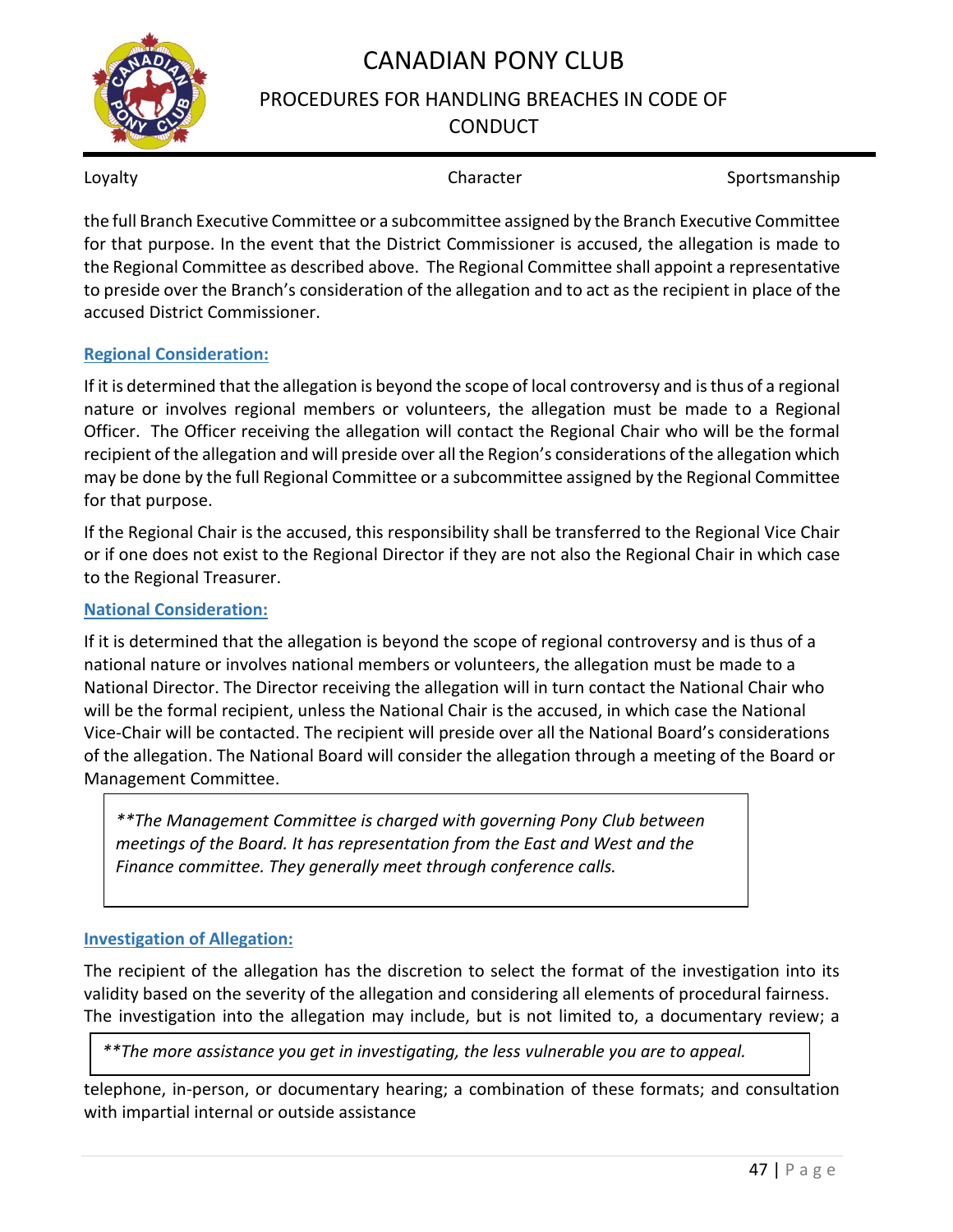the full Branch Executive Committee or a subcommittee assigned by the Branch Executive Committee for that purpose. In the event that the District Commissioner is accused, the allegation is made to the Regional Committee as described above. The Regional Committee shall appoint a representative to preside over the Branch's consideration of the allegation and to act as the recipient in place of the accused District Commissioner.

### Regional Consideration:

If it is determined that the allegation is beyond the scope of local controversy and is thus of a regional nature or involves regional members or volunteers, the allegation must be made to a Regional Officer. The Officer receiving the allegation will contact the Regional Chair who will be the formal recipient of the allegation and will preside over all the Region's considerations of the allegation which may be done by the full Regional Committee or a subcommittee assigned by the Regional Committee for that purpose.

If the Regional Chair is the accused, this responsibility shall be transferred to the Regional Vice Chair or if one does not exist to the Regional Director if they are not also the Regional Chair in which case to the Regional Treasurer.

### National Consideration:

If it is determined that the allegation is beyond the scope of regional controversy and is thus of a national nature or involves national members or volunteers, the allegation must be made to a National Director. The Director receiving the allegation will in turn contact the National Chair who will be the formal recipient, unless the National Chair is the accused, in which case the National Vice-Chair will be contacted. The recipient will preside over all the National Board's considerations of the allegation. The National Board will consider the allegation through a meeting of the Board or Management Committee.

> *\*\*The Management Committee is charged with governing Pony Club between meetings of the Board. It has representation from the East and West and the Finance committee. They generally meet through conference calls.*

### Investigation of Allegation:

The recipient of the allegation has the discretion to select the format of the investigation into its validity based on the severity of the allegation and considering all elements of procedural fairness. The investigation into the allegation may include, but is not limited to, a documentary review; a telephone, in-person, or documentary hearing; a combination of these formats; and consultation with impartial internal or outside assistance

> *\*\*The more assistance you get in investigating, the less vulnerable you are to appeal.*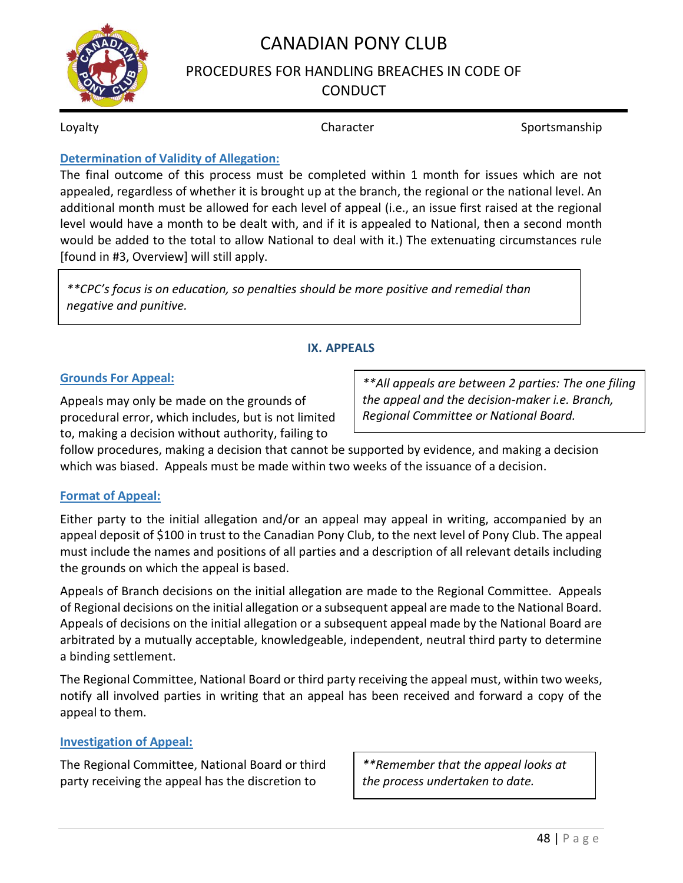### Determination of Validity of Allegation:

The final outcome of this process must be completed within 1 month for issues which are not appealed, regardless of whether it is brought up at the branch, the regional or the national level. An additional month must be allowed for each level of appeal (i.e., an issue first raised at the regional level would have a month to be dealt with, and if it is appealed to National, then a second month would be added to the total to allow National to deal with it.) The extenuating circumstances rule [found in #3, Overview] will still apply.

> ***CPC's focus is on education, so penalties should be more positive and remedial than negative and punitive.*

## IX. APPEALS

### Grounds For Appeal:

> ***All appeals are between 2 parties: The one filing the appeal and the decision-maker i.e. Branch, Regional Committee or National Board.*

Appeals may only be made on the grounds of procedural error, which includes, but is not limited to, making a decision without authority, failing to follow procedures, making a decision that cannot be supported by evidence, and making a decision which was biased. Appeals must be made within two weeks of the issuance of a decision.

### Format of Appeal:

Either party to the initial allegation and/or an appeal may appeal in writing, accompanied by an appeal deposit of $100 in trust to the Canadian Pony Club, to the next level of Pony Club. The appeal must include the names and positions of all parties and a description of all relevant details including the grounds on which the appeal is based.

Appeals of Branch decisions on the initial allegation are made to the Regional Committee. Appeals of Regional decisions on the initial allegation or a subsequent appeal are made to the National Board. Appeals of decisions on the initial allegation or a subsequent appeal made by the National Board are arbitrated by a mutually acceptable, knowledgeable, independent, neutral third party to determine a binding settlement.

The Regional Committee, National Board or third party receiving the appeal must, within two weeks, notify all involved parties in writing that an appeal has been received and forward a copy of the appeal to them.

### Investigation of Appeal:

> ***Remember that the appeal looks at the process undertaken to date.*

The Regional Committee, National Board or third party receiving the appeal has the discretion to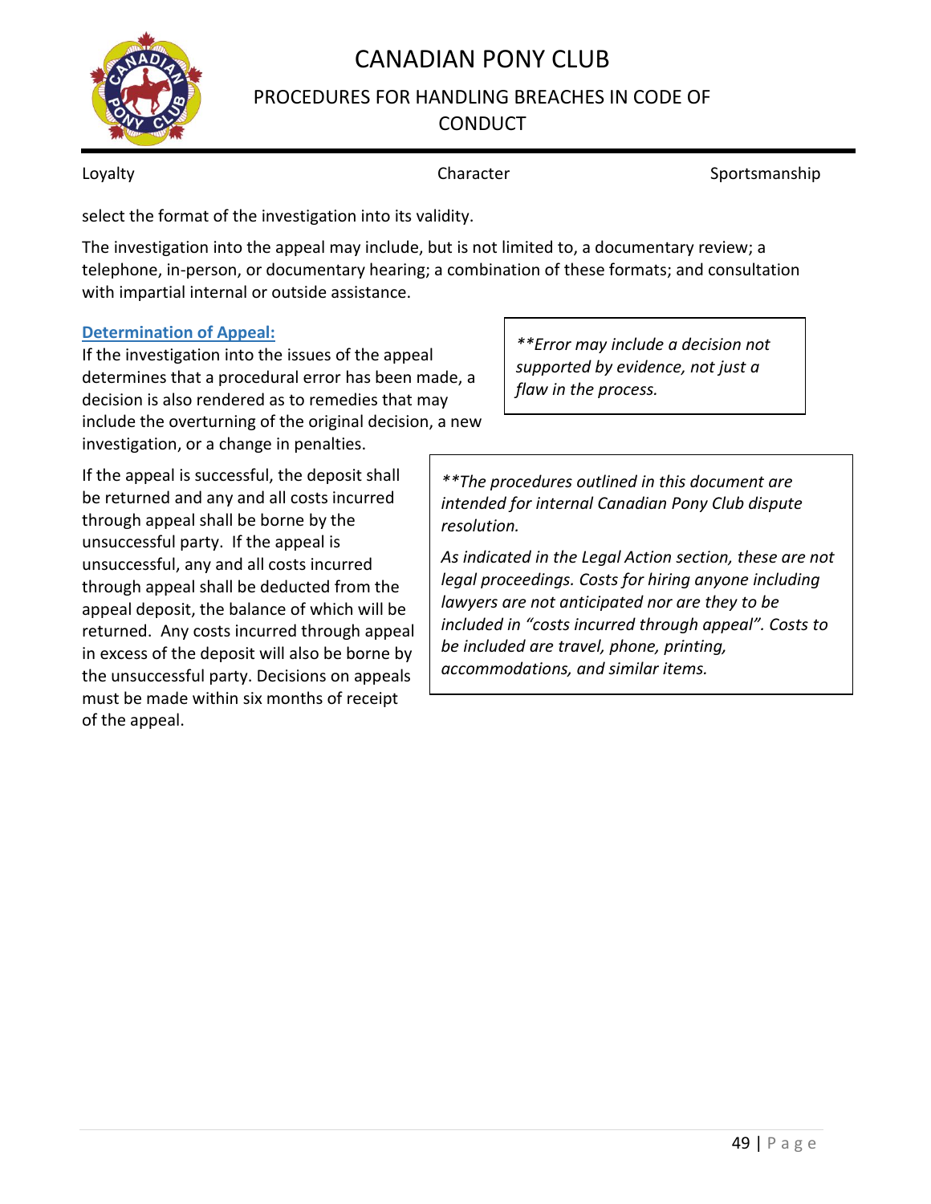select the format of the investigation into its validity.

The investigation into the appeal may include, but is not limited to, a documentary review; a telephone, in-person, or documentary hearing; a combination of these formats; and consultation with impartial internal or outside assistance.

### Determination of Appeal:

If the investigation into the issues of the appeal determines that a procedural error has been made, a decision is also rendered as to remedies that may include the overturning of the original decision, a new investigation, or a change in penalties.

*\*\*Error may include a decision not supported by evidence, not just a flaw in the process.*

If the appeal is successful, the deposit shall be returned and any and all costs incurred through appeal shall be borne by the unsuccessful party. If the appeal is unsuccessful, any and all costs incurred through appeal shall be deducted from the appeal deposit, the balance of which will be returned. Any costs incurred through appeal in excess of the deposit will also be borne by the unsuccessful party. Decisions on appeals must be made within six months of receipt of the appeal.

*\*\*The procedures outlined in this document are intended for internal Canadian Pony Club dispute resolution.*

*As indicated in the Legal Action section, these are not legal proceedings. Costs for hiring anyone including lawyers are not anticipated nor are they to be included in "costs incurred through appeal". Costs to be included are travel, phone, printing, accommodations, and similar items.*